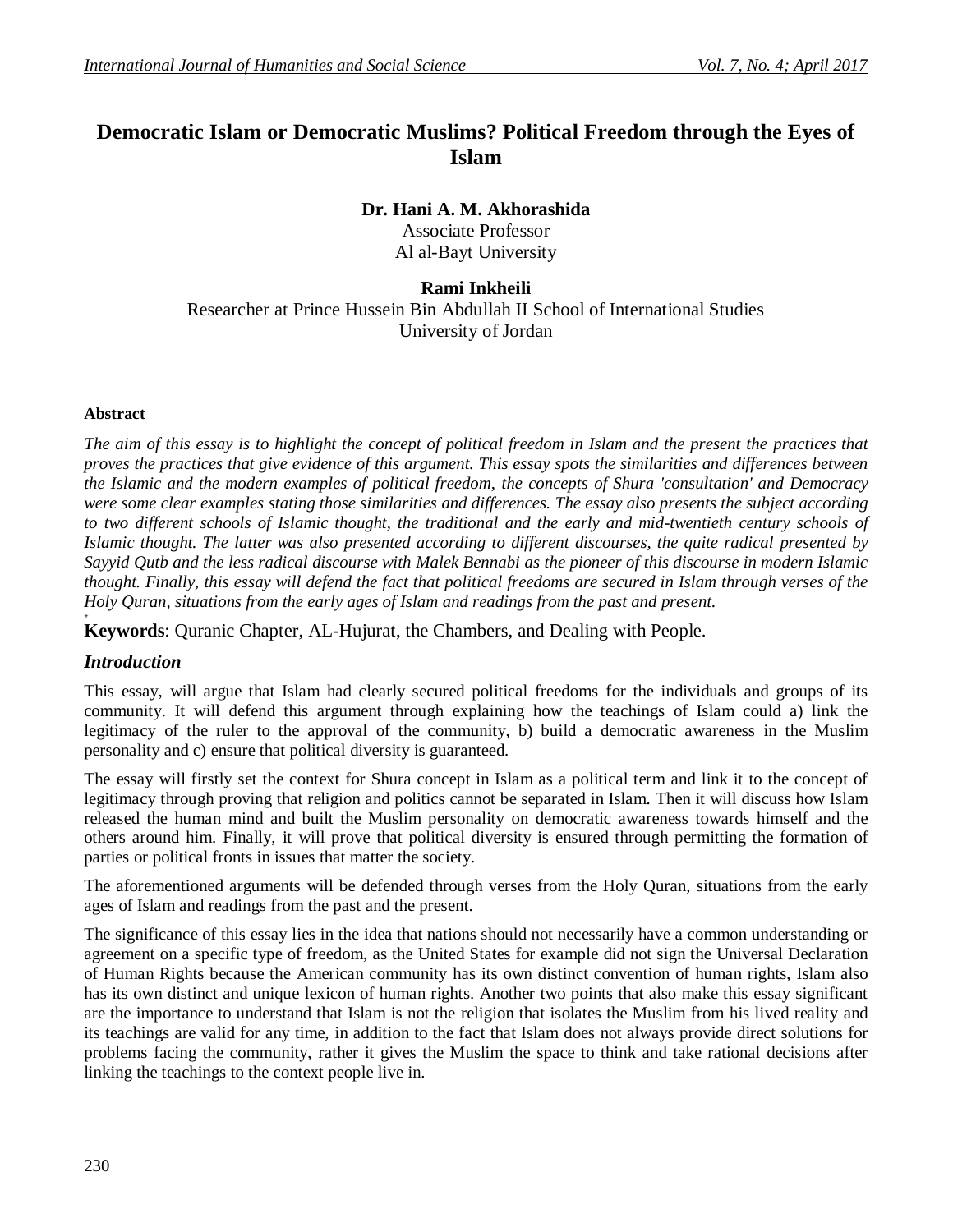# Democratic Islam or Democratic Muslims? Political Freedom through the Eyes of Islam

**Dr. Hani A. M. Akhorashida**
Associate Professor
Al al-Bayt University

**Rami Inkheili**
Researcher at Prince Hussein Bin Abdullah II School of International Studies
University of Jordan

#### Abstract

*The aim of this essay is to highlight the concept of political freedom in Islam and the present the practices that proves the practices that give evidence of this argument. This essay spots the similarities and differences between the Islamic and the modern examples of political freedom, the concepts of Shura 'consultation' and Democracy were some clear examples stating those similarities and differences. The essay also presents the subject according to two different schools of Islamic thought, the traditional and the early and mid-twentieth century schools of Islamic thought. The latter was also presented according to different discourses, the quite radical presented by Sayyid Qutb and the less radical discourse with Malek Bennabi as the pioneer of this discourse in modern Islamic thought. Finally, this essay will defend the fact that political freedoms are secured in Islam through verses of the Holy Quran, situations from the early ages of Islam and readings from the past and present.*

**Keywords**: Quranic Chapter, AL-Hujurat, the Chambers, and Dealing with People.

## *Introduction*

This essay, will argue that Islam had clearly secured political freedoms for the individuals and groups of its community. It will defend this argument through explaining how the teachings of Islam could a) link the legitimacy of the ruler to the approval of the community, b) build a democratic awareness in the Muslim personality and c) ensure that political diversity is guaranteed.

The essay will firstly set the context for Shura concept in Islam as a political term and link it to the concept of legitimacy through proving that religion and politics cannot be separated in Islam. Then it will discuss how Islam released the human mind and built the Muslim personality on democratic awareness towards himself and the others around him. Finally, it will prove that political diversity is ensured through permitting the formation of parties or political fronts in issues that matter the society.

The aforementioned arguments will be defended through verses from the Holy Quran, situations from the early ages of Islam and readings from the past and the present.

The significance of this essay lies in the idea that nations should not necessarily have a common understanding or agreement on a specific type of freedom, as the United States for example did not sign the Universal Declaration of Human Rights because the American community has its own distinct convention of human rights, Islam also has its own distinct and unique lexicon of human rights. Another two points that also make this essay significant are the importance to understand that Islam is not the religion that isolates the Muslim from his lived reality and its teachings are valid for any time, in addition to the fact that Islam does not always provide direct solutions for problems facing the community, rather it gives the Muslim the space to think and take rational decisions after linking the teachings to the context people live in.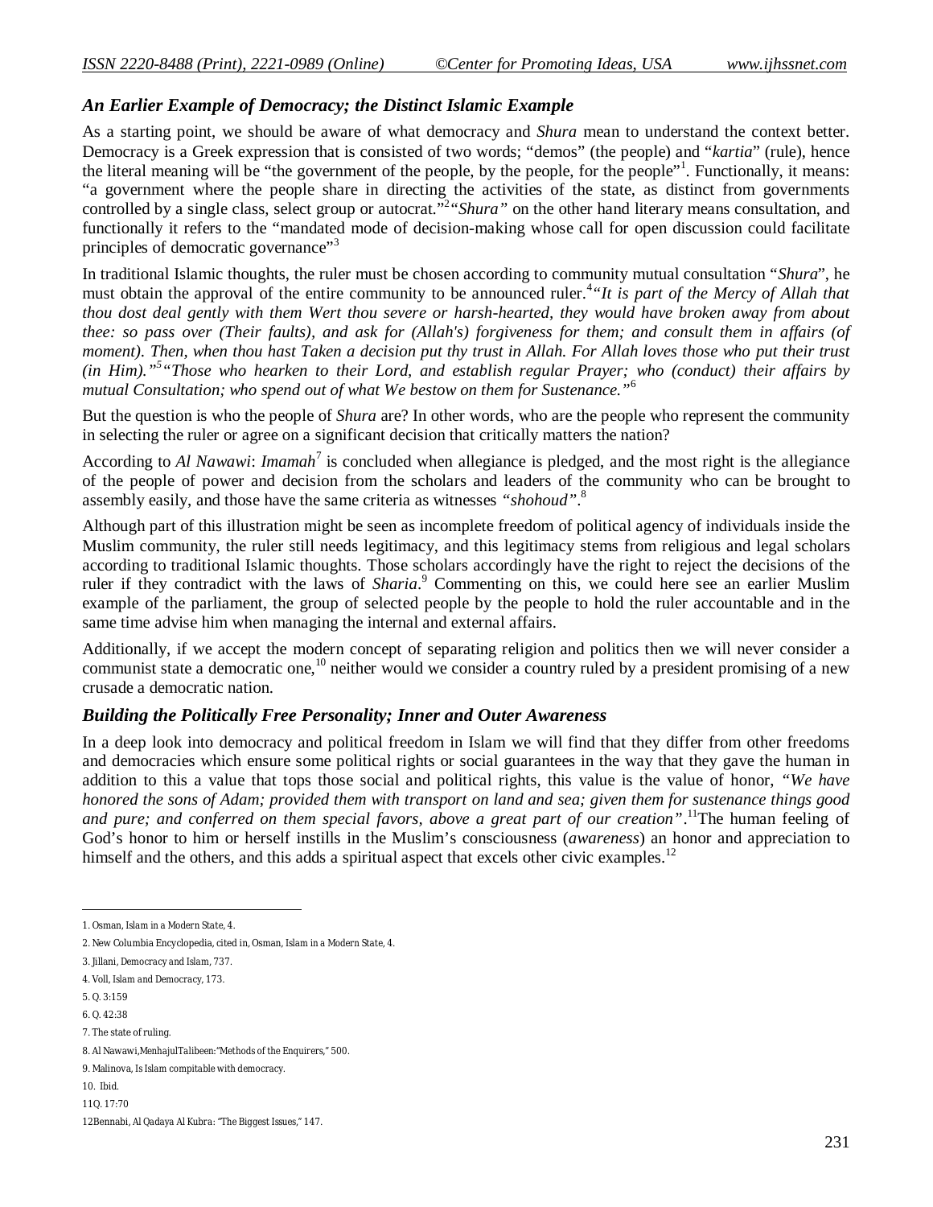### *An Earlier Example of Democracy; the Distinct Islamic Example*

As a starting point, we should be aware of what democracy and *Shura* mean to understand the context better. Democracy is a Greek expression that is consisted of two words; "demos" (the people) and "*kartia*" (rule), hence the literal meaning will be "the government of the people, by the people, for the people"[1]. Functionally, it means: "a government where the people share in directing the activities of the state, as distinct from governments controlled by a single class, select group or autocrat."[2] "*Shura*" on the other hand literary means consultation, and functionally it refers to the "mandated mode of decision-making whose call for open discussion could facilitate principles of democratic governance"[3]

In traditional Islamic thoughts, the ruler must be chosen according to community mutual consultation "*Shura*", he must obtain the approval of the entire community to be announced ruler.[4] "*It is part of the Mercy of Allah that thou dost deal gently with them Wert thou severe or harsh-hearted, they would have broken away from about thee: so pass over (Their faults), and ask for (Allah's) forgiveness for them; and consult them in affairs (of moment). Then, when thou hast Taken a decision put thy trust in Allah. For Allah loves those who put their trust (in Him).*"[5] "*Those who hearken to their Lord, and establish regular Prayer; who (conduct) their affairs by mutual Consultation; who spend out of what We bestow on them for Sustenance.*"[6]

But the question is who the people of *Shura* are? In other words, who are the people who represent the community in selecting the ruler or agree on a significant decision that critically matters the nation?

According to *Al Nawawi*: *Imamah*[7] is concluded when allegiance is pledged, and the most right is the allegiance of the people of power and decision from the scholars and leaders of the community who can be brought to assembly easily, and those have the same criteria as witnesses *"shohoud"*.[8]

Although part of this illustration might be seen as incomplete freedom of political agency of individuals inside the Muslim community, the ruler still needs legitimacy, and this legitimacy stems from religious and legal scholars according to traditional Islamic thoughts. Those scholars accordingly have the right to reject the decisions of the ruler if they contradict with the laws of *Sharia*.[9] Commenting on this, we could here see an earlier Muslim example of the parliament, the group of selected people by the people to hold the ruler accountable and in the same time advise him when managing the internal and external affairs.

Additionally, if we accept the modern concept of separating religion and politics then we will never consider a communist state a democratic one,[10] neither would we consider a country ruled by a president promising of a new crusade a democratic nation.

### *Building the Politically Free Personality; Inner and Outer Awareness*

In a deep look into democracy and political freedom in Islam we will find that they differ from other freedoms and democracies which ensure some political rights or social guarantees in the way that they gave the human in addition to this a value that tops those social and political rights, this value is the value of honor, *"We have honored the sons of Adam; provided them with transport on land and sea; given them for sustenance things good and pure; and conferred on them special favors, above a great part of our creation"*.[11] The human feeling of God's honor to him or herself instills in the Muslim's consciousness (*awareness*) an honor and appreciation to himself and the others, and this adds a spiritual aspect that excels other civic examples.[12]

---

1. Osman, *Islam in a Modern State*, 4.
2. New Columbia Encyclopedia, cited in, Osman, *Islam in a Modern State*, 4.
3. Jillani, *Democracy and Islam*, 737.
4. Voll, *Islam and Democracy*, 173.
5. Q. 3:159
6. Q. 42:38
7. The state of ruling.
8. Al Nawawi, *MenhajulTalibeen*: "Methods of the Enquirers," 500.
9. Malinova, *Is Islam compitable with democracy*.
10. Ibid.
11. Q. 17:70
12. Bennabi, *Al Qadaya Al Kubra*: "The Biggest Issues," 147.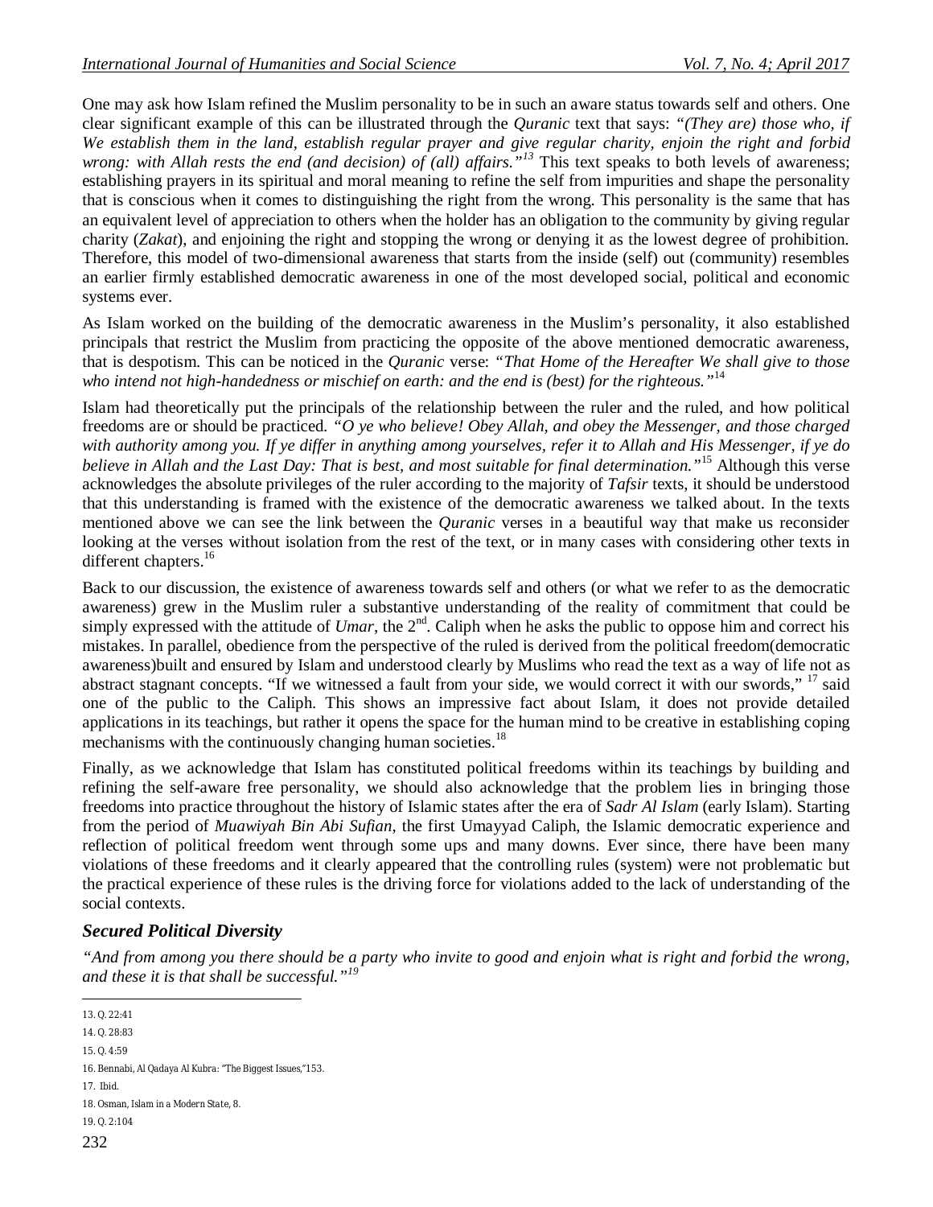One may ask how Islam refined the Muslim personality to be in such an aware status towards self and others. One clear significant example of this can be illustrated through the *Quranic* text that says: *"(They are) those who, if We establish them in the land, establish regular prayer and give regular charity, enjoin the right and forbid wrong: with Allah rests the end (and decision) of (all) affairs."*[13] This text speaks to both levels of awareness; establishing prayers in its spiritual and moral meaning to refine the self from impurities and shape the personality that is conscious when it comes to distinguishing the right from the wrong. This personality is the same that has an equivalent level of appreciation to others when the holder has an obligation to the community by giving regular charity (*Zakat*), and enjoining the right and stopping the wrong or denying it as the lowest degree of prohibition. Therefore, this model of two-dimensional awareness that starts from the inside (self) out (community) resembles an earlier firmly established democratic awareness in one of the most developed social, political and economic systems ever.

As Islam worked on the building of the democratic awareness in the Muslim's personality, it also established principals that restrict the Muslim from practicing the opposite of the above mentioned democratic awareness, that is despotism. This can be noticed in the *Quranic* verse: *"That Home of the Hereafter We shall give to those who intend not high-handedness or mischief on earth: and the end is (best) for the righteous."*[14]

Islam had theoretically put the principals of the relationship between the ruler and the ruled, and how political freedoms are or should be practiced. *"O ye who believe! Obey Allah, and obey the Messenger, and those charged with authority among you. If ye differ in anything among yourselves, refer it to Allah and His Messenger, if ye do believe in Allah and the Last Day: That is best, and most suitable for final determination."*[15] Although this verse acknowledges the absolute privileges of the ruler according to the majority of *Tafsir* texts, it should be understood that this understanding is framed with the existence of the democratic awareness we talked about. In the texts mentioned above we can see the link between the *Quranic* verses in a beautiful way that make us reconsider looking at the verses without isolation from the rest of the text, or in many cases with considering other texts in different chapters.[16]

Back to our discussion, the existence of awareness towards self and others (or what we refer to as the democratic awareness) grew in the Muslim ruler a substantive understanding of the reality of commitment that could be simply expressed with the attitude of *Umar*, the 2nd. Caliph when he asks the public to oppose him and correct his mistakes. In parallel, obedience from the perspective of the ruled is derived from the political freedom(democratic awareness)built and ensured by Islam and understood clearly by Muslims who read the text as a way of life not as abstract stagnant concepts. "If we witnessed a fault from your side, we would correct it with our swords," [17] said one of the public to the Caliph. This shows an impressive fact about Islam, it does not provide detailed applications in its teachings, but rather it opens the space for the human mind to be creative in establishing coping mechanisms with the continuously changing human societies.[18]

Finally, as we acknowledge that Islam has constituted political freedoms within its teachings by building and refining the self-aware free personality, we should also acknowledge that the problem lies in bringing those freedoms into practice throughout the history of Islamic states after the era of *Sadr Al Islam* (early Islam). Starting from the period of *Muawiyah Bin Abi Sufian*, the first Umayyad Caliph, the Islamic democratic experience and reflection of political freedom went through some ups and many downs. Ever since, there have been many violations of these freedoms and it clearly appeared that the controlling rules (system) were not problematic but the practical experience of these rules is the driving force for violations added to the lack of understanding of the social contexts.

## *Secured Political Diversity*

*"And from among you there should be a party who invite to good and enjoin what is right and forbid the wrong, and these it is that shall be successful."*[19]

---

13. Q. 22:41

14. Q. 28:83

15. Q. 4:59

16. Bennabi, Al Qadaya Al Kubra: "The Biggest Issues,"153.

17. Ibid.

18. Osman, *Islam in a Modern State*, 8.

19. Q. 2:104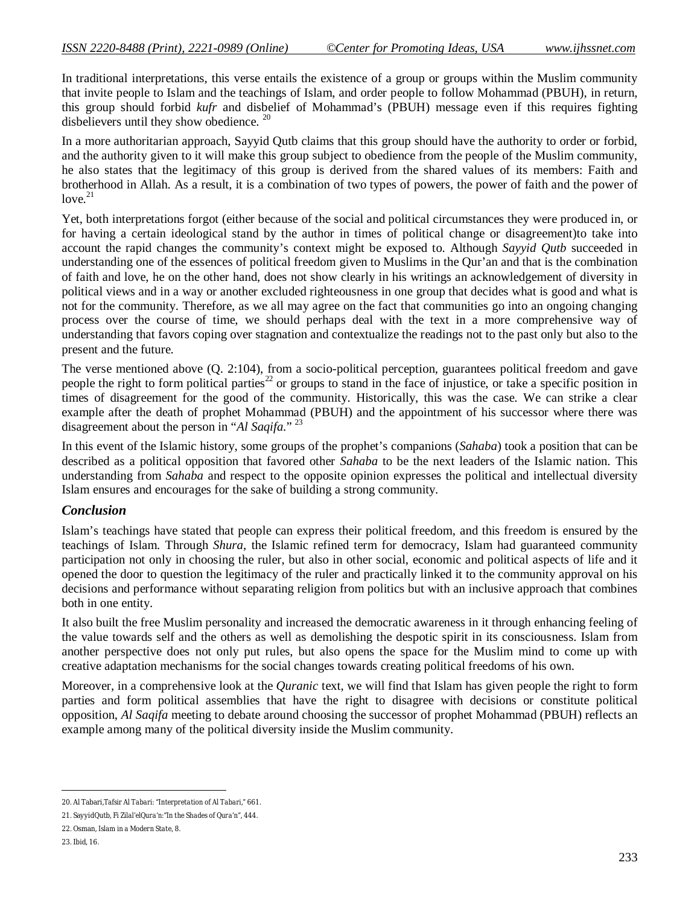In traditional interpretations, this verse entails the existence of a group or groups within the Muslim community that invite people to Islam and the teachings of Islam, and order people to follow Mohammad (PBUH), in return, this group should forbid *kufr* and disbelief of Mohammad's (PBUH) message even if this requires fighting disbelievers until they show obedience. [20]

In a more authoritarian approach, Sayyid Qutb claims that this group should have the authority to order or forbid, and the authority given to it will make this group subject to obedience from the people of the Muslim community, he also states that the legitimacy of this group is derived from the shared values of its members: Faith and brotherhood in Allah. As a result, it is a combination of two types of powers, the power of faith and the power of love.[21]

Yet, both interpretations forgot (either because of the social and political circumstances they were produced in, or for having a certain ideological stand by the author in times of political change or disagreement)to take into account the rapid changes the community's context might be exposed to. Although *Sayyid Qutb* succeeded in understanding one of the essences of political freedom given to Muslims in the Qur'an and that is the combination of faith and love, he on the other hand, does not show clearly in his writings an acknowledgement of diversity in political views and in a way or another excluded righteousness in one group that decides what is good and what is not for the community. Therefore, as we all may agree on the fact that communities go into an ongoing changing process over the course of time, we should perhaps deal with the text in a more comprehensive way of understanding that favors coping over stagnation and contextualize the readings not to the past only but also to the present and the future.

The verse mentioned above (Q. 2:104), from a socio-political perception, guarantees political freedom and gave people the right to form political parties[22] or groups to stand in the face of injustice, or take a specific position in times of disagreement for the good of the community. Historically, this was the case. We can strike a clear example after the death of prophet Mohammad (PBUH) and the appointment of his successor where there was disagreement about the person in "*Al Saqifa*." [23]

In this event of the Islamic history, some groups of the prophet's companions (*Sahaba*) took a position that can be described as a political opposition that favored other *Sahaba* to be the next leaders of the Islamic nation. This understanding from *Sahaba* and respect to the opposite opinion expresses the political and intellectual diversity Islam ensures and encourages for the sake of building a strong community.

## *Conclusion*

Islam's teachings have stated that people can express their political freedom, and this freedom is ensured by the teachings of Islam. Through *Shura*, the Islamic refined term for democracy, Islam had guaranteed community participation not only in choosing the ruler, but also in other social, economic and political aspects of life and it opened the door to question the legitimacy of the ruler and practically linked it to the community approval on his decisions and performance without separating religion from politics but with an inclusive approach that combines both in one entity.

It also built the free Muslim personality and increased the democratic awareness in it through enhancing feeling of the value towards self and the others as well as demolishing the despotic spirit in its consciousness. Islam from another perspective does not only put rules, but also opens the space for the Muslim mind to come up with creative adaptation mechanisms for the social changes towards creating political freedoms of his own.

Moreover, in a comprehensive look at the *Quranic* text, we will find that Islam has given people the right to form parties and form political assemblies that have the right to disagree with decisions or constitute political opposition, *Al Saqifa* meeting to debate around choosing the successor of prophet Mohammad (PBUH) reflects an example among many of the political diversity inside the Muslim community.

---

20. Al Tabari,*Tafsir Al Tabari: "Interpretation of Al Tabari,"* 661.

21. SayyidQutb, *Fi Zilal'elQura'n:"In the Shades of Qura'n"*, 444.

22. Osman, *Islam in a Modern State*, 8.

23. Ibid, 16.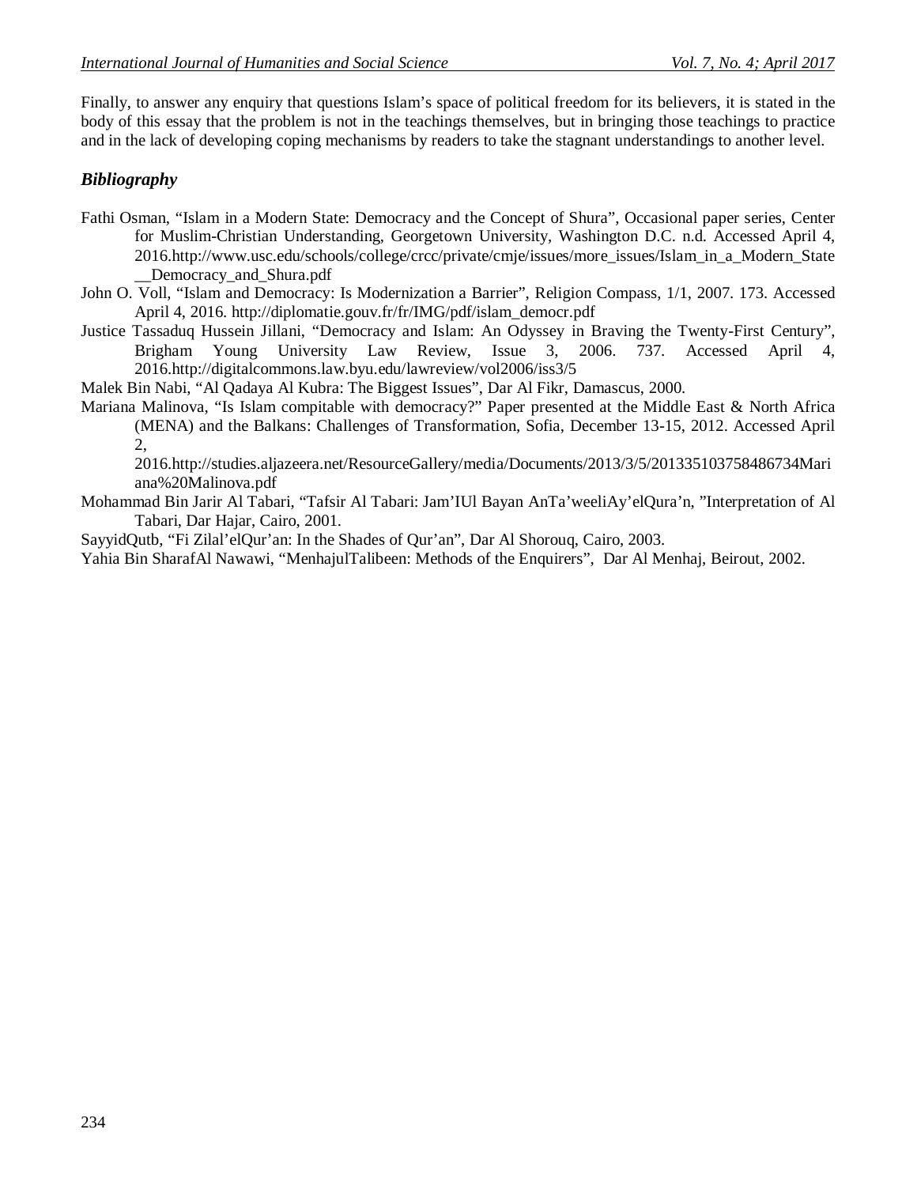Finally, to answer any enquiry that questions Islam's space of political freedom for its believers, it is stated in the body of this essay that the problem is not in the teachings themselves, but in bringing those teachings to practice and in the lack of developing coping mechanisms by readers to take the stagnant understandings to another level.

## *Bibliography*

Fathi Osman, "Islam in a Modern State: Democracy and the Concept of Shura", Occasional paper series, Center for Muslim-Christian Understanding, Georgetown University, Washington D.C. n.d. Accessed April 4, 2016.http://www.usc.edu/schools/college/crcc/private/cmje/issues/more_issues/Islam_in_a_Modern_State__Democracy_and_Shura.pdf

John O. Voll, "Islam and Democracy: Is Modernization a Barrier", Religion Compass, 1/1, 2007. 173. Accessed April 4, 2016. http://diplomatie.gouv.fr/fr/IMG/pdf/islam_democr.pdf

Justice Tassaduq Hussein Jillani, "Democracy and Islam: An Odyssey in Braving the Twenty-First Century", Brigham Young University Law Review, Issue 3, 2006. 737. Accessed April 4, 2016.http://digitalcommons.law.byu.edu/lawreview/vol2006/iss3/5

Malek Bin Nabi, "Al Qadaya Al Kubra: The Biggest Issues", Dar Al Fikr, Damascus, 2000.

Mariana Malinova, "Is Islam compitable with democracy?" Paper presented at the Middle East & North Africa (MENA) and the Balkans: Challenges of Transformation, Sofia, December 13-15, 2012. Accessed April 2, 2016.http://studies.aljazeera.net/ResourceGallery/media/Documents/2013/3/5/201335103758486734Mariana%20Malinova.pdf

Mohammad Bin Jarir Al Tabari, "Tafsir Al Tabari: Jam'IUl Bayan AnTa'weeliAy'elQura'n, "Interpretation of Al Tabari, Dar Hajar, Cairo, 2001.

SayyidQutb, "Fi Zilal'elQur'an: In the Shades of Qur'an", Dar Al Shorouq, Cairo, 2003.

Yahia Bin SharafAl Nawawi, "MenhajulTalibeen: Methods of the Enquirers", Dar Al Menhaj, Beirout, 2002.